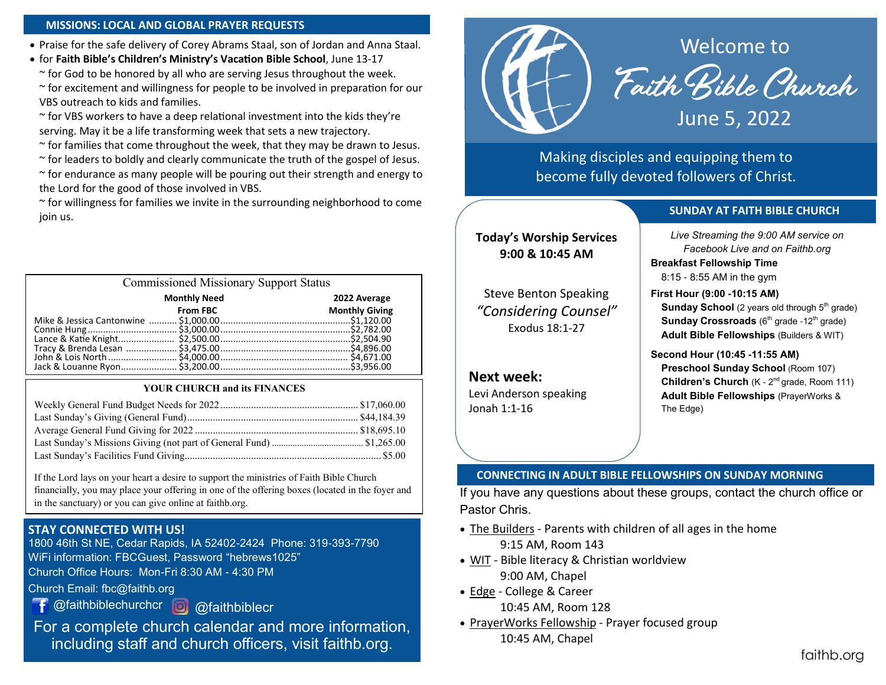## MISSIONS: LOCAL AND GLOBAL PRAYER REQUESTS

- Praise for the safe delivery of Corey Abrams Staal, son of Jordan and Anna Staal.
- for **Faith Bible's Children's Ministry's Vacation Bible School**, June 13-17
  ~ for God to be honored by all who are serving Jesus throughout the week.
  ~ for excitement and willingness for people to be involved in preparation for our VBS outreach to kids and families.
  ~ for VBS workers to have a deep relational investment into the kids they're serving. May it be a life transforming week that sets a new trajectory.
  ~ for families that come throughout the week, that they may be drawn to Jesus.
  ~ for leaders to boldly and clearly communicate the truth of the gospel of Jesus.
  ~ for endurance as many people will be pouring out their strength and energy to the Lord for the good of those involved in VBS.
  ~ for willingness for families we invite in the surrounding neighborhood to come join us.

### Commissioned Missionary Support Status

| | Monthly Need From FBC | 2022 Average Monthly Giving |
|---|---|---|
| Mike & Jessica Cantonwine | $1,000.00 | $1,120.00 |
| Connie Hung | $3,000.00 | $2,782.00 |
| Lance & Katie Knight | $2,500.00 | $2,504.90 |
| Tracy & Brenda Lesan | $3,475.00 | $4,896.00 |
| John & Lois North | $4,000.00 | $4,671.00 |
| Jack & Louanne Ryon | $3,200.00 | $3,956.00 |

### YOUR CHURCH and its FINANCES

| | |
|---|---|
| Weekly General Fund Budget Needs for 2022 | $17,060.00 |
| Last Sunday's Giving (General Fund) | $44,184.39 |
| Average General Fund Giving for 2022 | $18,695.10 |
| Last Sunday's Missions Giving (not part of General Fund) | $1,265.00 |
| Last Sunday's Facilities Fund Giving | $5.00 |

If the Lord lays on your heart a desire to support the ministries of Faith Bible Church financially, you may place your offering in one of the offering boxes (located in the foyer and in the sanctuary) or you can give online at faithb.org.

## STAY CONNECTED WITH US!

1800 46th St NE, Cedar Rapids, IA 52402-2424 Phone: 319-393-7790
WiFi information: FBCGuest, Password "hebrews1025"
Church Office Hours: Mon-Fri 8:30 AM - 4:30 PM
Church Email: fbc@faithb.org
@faithbiblechurchcr @faithbiblecr

For a complete church calendar and more information, including staff and church officers, visit faithb.org.

# Welcome to Faith Bible Church

June 5, 2022

Making disciples and equipping them to become fully devoted followers of Christ.

**Today's Worship Services**
**9:00 & 10:45 AM**

Steve Benton Speaking
*"Considering Counsel"*
Exodus 18:1-27

**Next week:**
Levi Anderson speaking
Jonah 1:1-16

## SUNDAY AT FAITH BIBLE CHURCH

*Live Streaming the 9:00 AM service on Facebook Live and on Faithb.org*

**Breakfast Fellowship Time**
8:15 - 8:55 AM in the gym

**First Hour (9:00 -10:15 AM)**
- **Sunday School** (2 years old through 5th grade)
- **Sunday Crossroads** (6th grade -12th grade)
- **Adult Bible Fellowships** (Builders & WIT)

**Second Hour (10:45 -11:55 AM)**
- **Preschool Sunday School** (Room 107)
- **Children's Church** (K - 2nd grade, Room 111)
- **Adult Bible Fellowships** (PrayerWorks & The Edge)

## CONNECTING IN ADULT BIBLE FELLOWSHIPS ON SUNDAY MORNING

If you have any questions about these groups, contact the church office or Pastor Chris.

- The Builders - Parents with children of all ages in the home
  9:15 AM, Room 143
- WIT - Bible literacy & Christian worldview
  9:00 AM, Chapel
- Edge - College & Career
  10:45 AM, Room 128
- PrayerWorks Fellowship - Prayer focused group
  10:45 AM, Chapel

faithb.org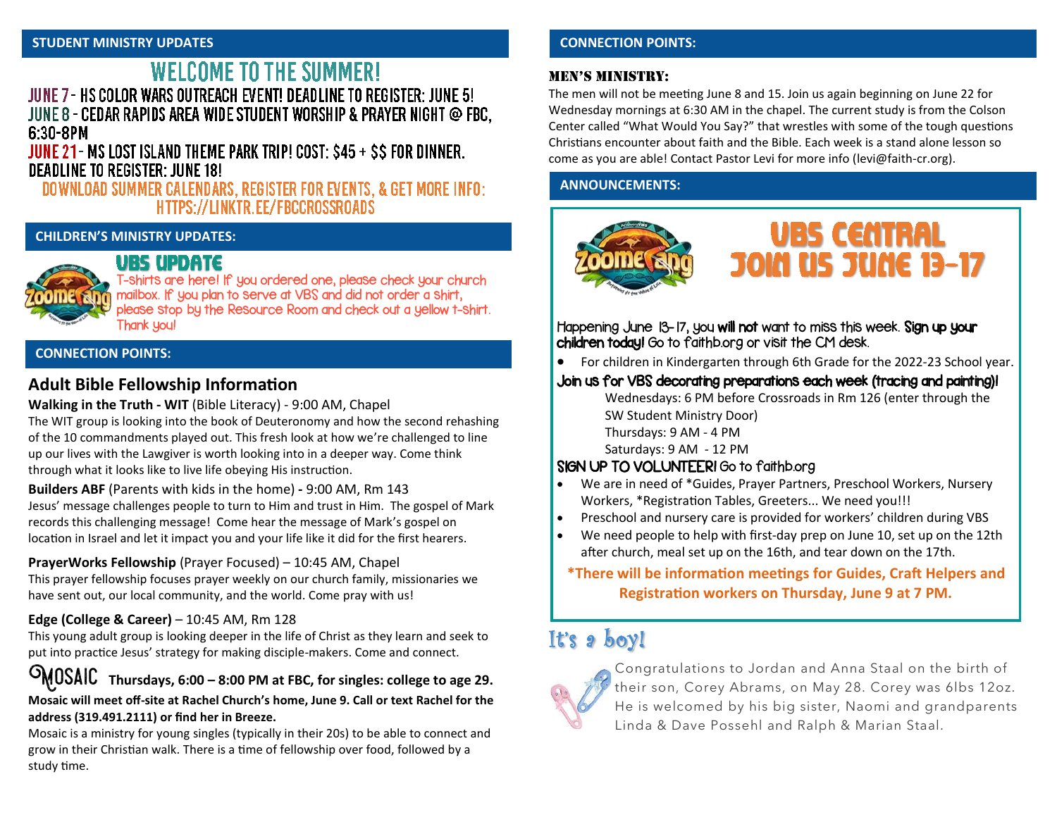## STUDENT MINISTRY UPDATES

### WELCOME TO THE SUMMER!

JUNE 7 - HS COLOR WARS OUTREACH EVENT! DEADLINE TO REGISTER: JUNE 5!
JUNE 8 - CEDAR RAPIDS AREA WIDE STUDENT WORSHIP & PRAYER NIGHT @ FBC, 6:30-8PM
JUNE 21 - MS LOST ISLAND THEME PARK TRIP! COST: $45 + $$ FOR DINNER. DEADLINE TO REGISTER: JUNE 18!
DOWNLOAD SUMMER CALENDARS, REGISTER FOR EVENTS, & GET MORE INFO: HTTPS://LINKTR.EE/FBCCROSSROADS

## CHILDREN'S MINISTRY UPDATES:

### VBS UPDATE

T-shirts are here! If you ordered one, please check your church mailbox. If you plan to serve at VBS and did not order a shirt, please stop by the Resource Room and check out a yellow t-shirt. Thank you!

## CONNECTION POINTS:

### Adult Bible Fellowship Information

**Walking in the Truth - WIT** (Bible Literacy) - 9:00 AM, Chapel
The WIT group is looking into the book of Deuteronomy and how the second rehashing of the 10 commandments played out. This fresh look at how we're challenged to line up our lives with the Lawgiver is worth looking into in a deeper way. Come think through what it looks like to live life obeying His instruction.

**Builders ABF** (Parents with kids in the home) **-** 9:00 AM, Rm 143
Jesus' message challenges people to turn to Him and trust in Him. The gospel of Mark records this challenging message! Come hear the message of Mark's gospel on location in Israel and let it impact you and your life like it did for the first hearers.

**PrayerWorks Fellowship** (Prayer Focused) – 10:45 AM, Chapel
This prayer fellowship focuses prayer weekly on our church family, missionaries we have sent out, our local community, and the world. Come pray with us!

**Edge (College & Career)** – 10:45 AM, Rm 128
This young adult group is looking deeper in the life of Christ as they learn and seek to put into practice Jesus' strategy for making disciple-makers. Come and connect.

**MOSAIC Thursdays, 6:00 – 8:00 PM at FBC, for singles: college to age 29.**

**Mosaic will meet off-site at Rachel Church's home, June 9. Call or text Rachel for the address (319.491.2111) or find her in Breeze.**

Mosaic is a ministry for young singles (typically in their 20s) to be able to connect and grow in their Christian walk. There is a time of fellowship over food, followed by a study time.

## CONNECTION POINTS:

### MEN'S MINISTRY:

The men will not be meeting June 8 and 15. Join us again beginning on June 22 for Wednesday mornings at 6:30 AM in the chapel. The current study is from the Colson Center called "What Would You Say?" that wrestles with some of the tough questions Christians encounter about faith and the Bible. Each week is a stand alone lesson so come as you are able! Contact Pastor Levi for more info (levi@faith-cr.org).

## ANNOUNCEMENTS:

### VBS CENTRAL
### JOIN US JUNE 13-17

Happening June 13-17, you **will not** want to miss this week. **Sign up your children today!** Go to faithb.org or visit the CM desk.

- For children in Kindergarten through 6th Grade for the 2022-23 School year.

**Join us for VBS decorating preparations each week (tracing and painting)!**

Wednesdays: 6 PM before Crossroads in Rm 126 (enter through the SW Student Ministry Door)
Thursdays: 9 AM - 4 PM
Saturdays: 9 AM - 12 PM

**SIGN UP TO VOLUNTEER!** Go to faithb.org

- We are in need of *Guides, Prayer Partners, Preschool Workers, Nursery Workers, *Registration Tables, Greeters... We need you!!!
- Preschool and nursery care is provided for workers' children during VBS
- We need people to help with first-day prep on June 10, set up on the 12th after church, meal set up on the 16th, and tear down on the 17th.

**\*There will be information meetings for Guides, Craft Helpers and Registration workers on Thursday, June 9 at 7 PM.**

### It's a boy!

Congratulations to Jordan and Anna Staal on the birth of their son, Corey Abrams, on May 28. Corey was 6lbs 12oz. He is welcomed by his big sister, Naomi and grandparents Linda & Dave Possehl and Ralph & Marian Staal.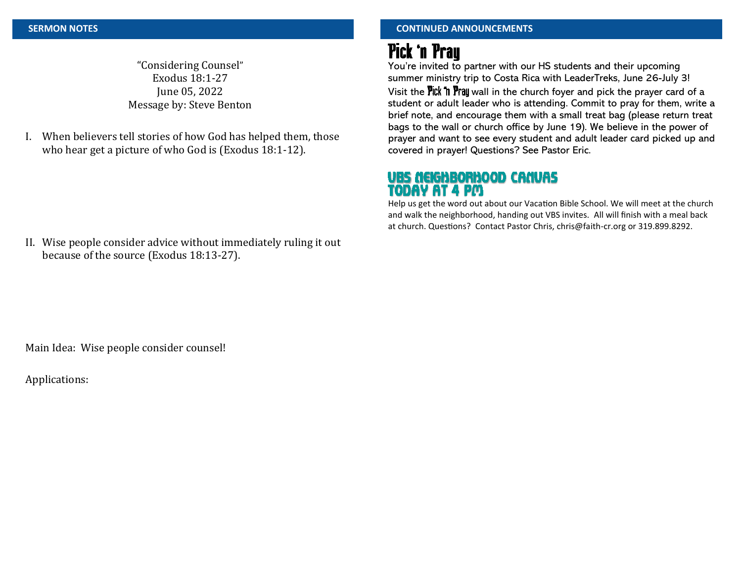## SERMON NOTES

"Considering Counsel"
Exodus 18:1-27
June 05, 2022
Message by: Steve Benton

I. When believers tell stories of how God has helped them, those who hear get a picture of who God is (Exodus 18:1-12).

II. Wise people consider advice without immediately ruling it out because of the source (Exodus 18:13-27).

Main Idea: Wise people consider counsel!

Applications:

## CONTINUED ANNOUNCEMENTS

### Pick 'n Pray

You're invited to partner with our HS students and their upcoming summer ministry trip to Costa Rica with LeaderTreks, June 26-July 3! Visit the Pick 'n Pray wall in the church foyer and pick the prayer card of a student or adult leader who is attending. Commit to pray for them, write a brief note, and encourage them with a small treat bag (please return treat bags to the wall or church office by June 19). We believe in the power of prayer and want to see every student and adult leader card picked up and covered in prayer! Questions? See Pastor Eric.

### VBS NEIGHBORHOOD CANVAS TODAY AT 4 PM

Help us get the word out about our Vacation Bible School. We will meet at the church and walk the neighborhood, handing out VBS invites. All will finish with a meal back at church. Questions? Contact Pastor Chris, chris@faith-cr.org or 319.899.8292.